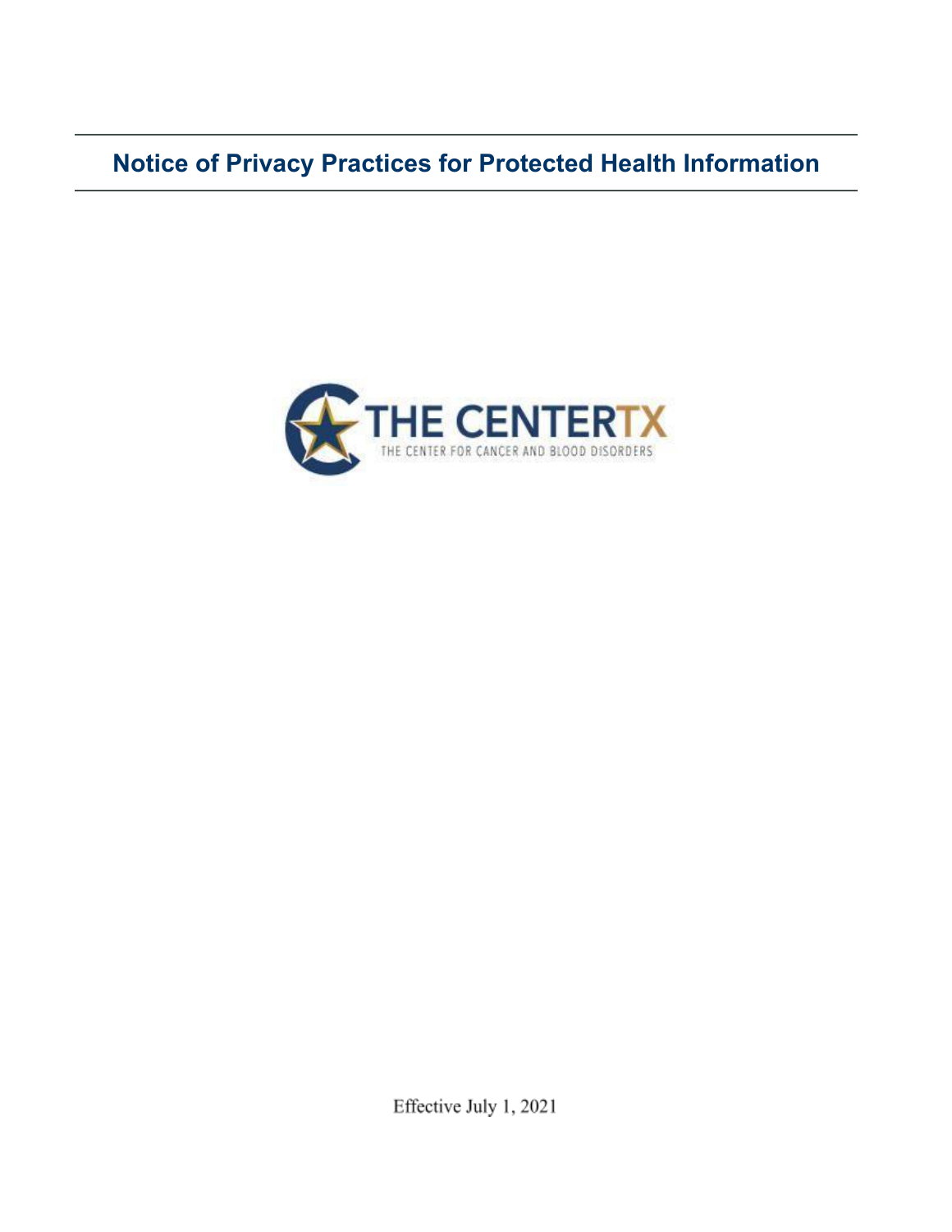# Notice of Privacy Practices for Protected Health Information

THE CENTERTX

THE CENTER FOR CANCER AND BLOOD DISORDERS

Effective July 1, 2021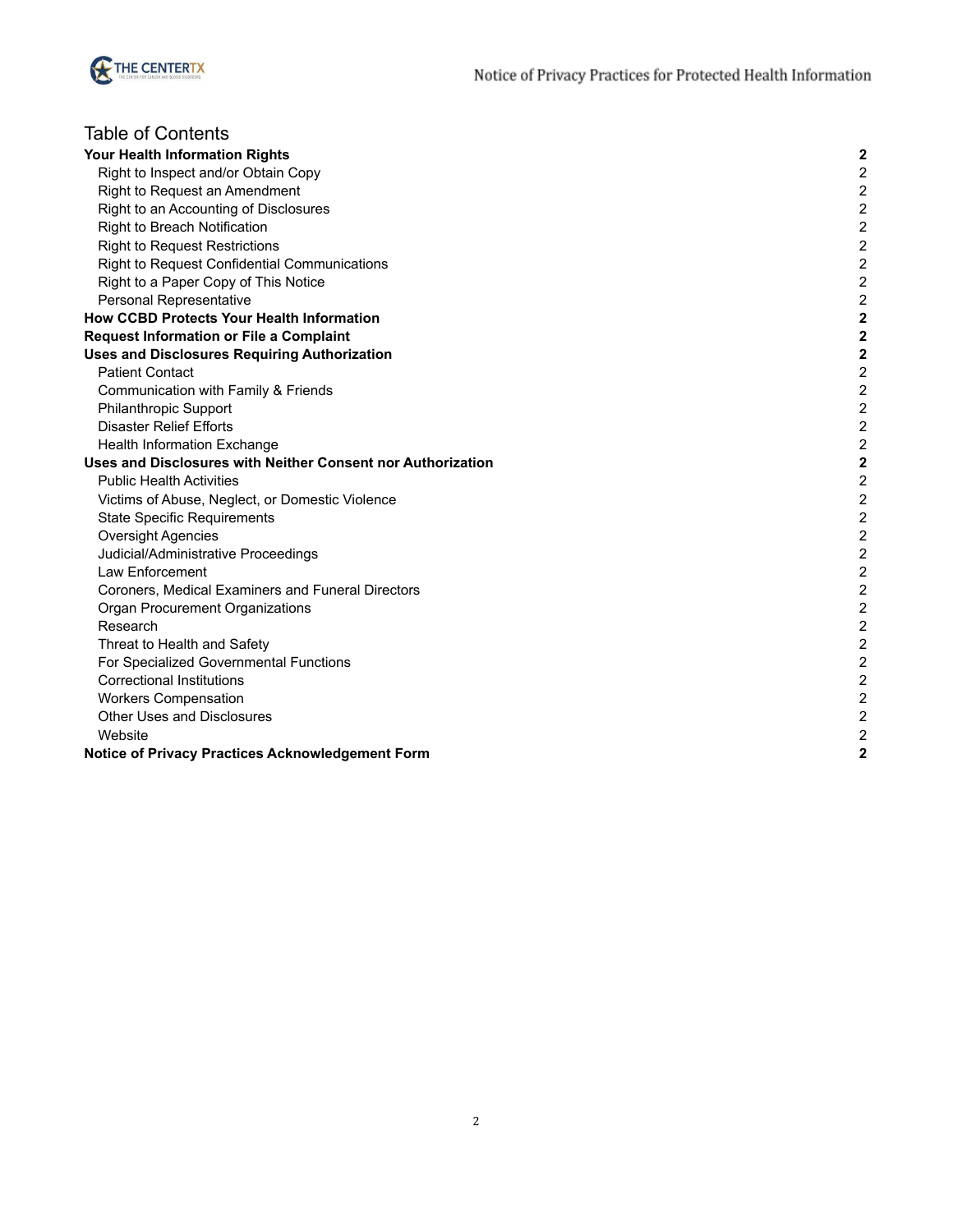# Table of Contents

| | |
|---|---|
| **Your Health Information Rights** | **2** |
| Right to Inspect and/or Obtain Copy | 2 |
| Right to Request an Amendment | 2 |
| Right to an Accounting of Disclosures | 2 |
| Right to Breach Notification | 2 |
| Right to Request Restrictions | 2 |
| Right to Request Confidential Communications | 2 |
| Right to a Paper Copy of This Notice | 2 |
| Personal Representative | 2 |
| **How CCBD Protects Your Health Information** | **2** |
| **Request Information or File a Complaint** | **2** |
| **Uses and Disclosures Requiring Authorization** | **2** |
| Patient Contact | 2 |
| Communication with Family & Friends | 2 |
| Philanthropic Support | 2 |
| Disaster Relief Efforts | 2 |
| Health Information Exchange | 2 |
| **Uses and Disclosures with Neither Consent nor Authorization** | **2** |
| Public Health Activities | 2 |
| Victims of Abuse, Neglect, or Domestic Violence | 2 |
| State Specific Requirements | 2 |
| Oversight Agencies | 2 |
| Judicial/Administrative Proceedings | 2 |
| Law Enforcement | 2 |
| Coroners, Medical Examiners and Funeral Directors | 2 |
| Organ Procurement Organizations | 2 |
| Research | 2 |
| Threat to Health and Safety | 2 |
| For Specialized Governmental Functions | 2 |
| Correctional Institutions | 2 |
| Workers Compensation | 2 |
| Other Uses and Disclosures | 2 |
| Website | 2 |
| **Notice of Privacy Practices Acknowledgement Form** | **2** |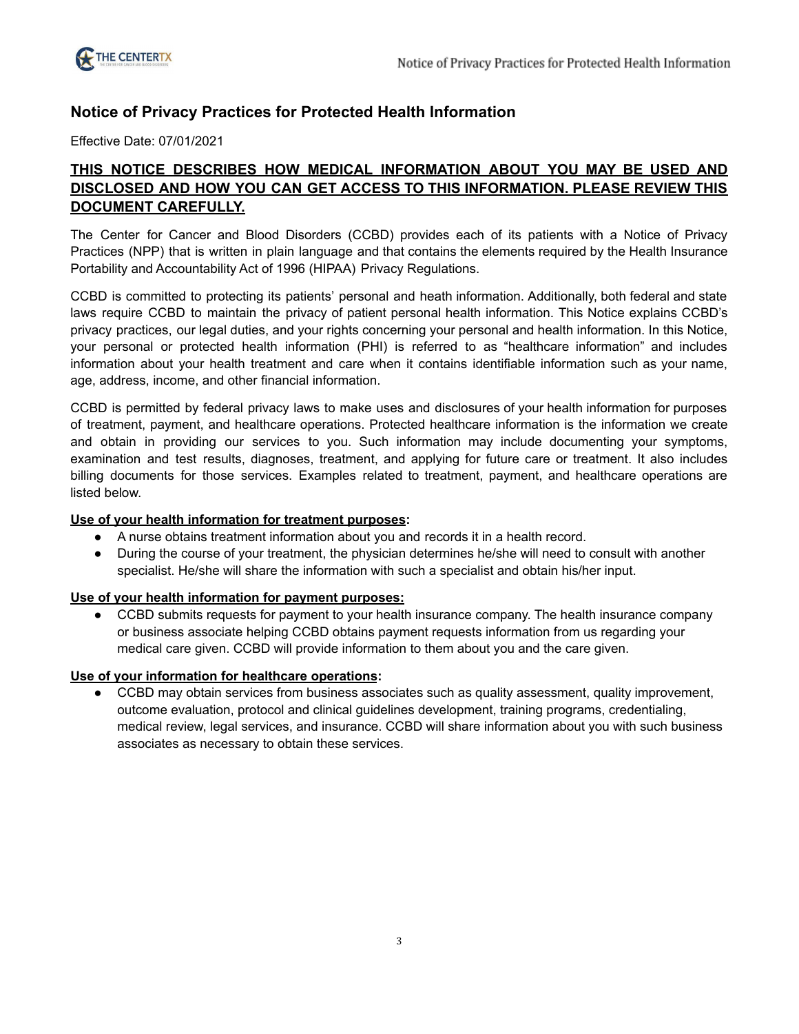## Notice of Privacy Practices for Protected Health Information

Effective Date: 07/01/2021

**THIS NOTICE DESCRIBES HOW MEDICAL INFORMATION ABOUT YOU MAY BE USED AND DISCLOSED AND HOW YOU CAN GET ACCESS TO THIS INFORMATION. PLEASE REVIEW THIS DOCUMENT CAREFULLY.**

The Center for Cancer and Blood Disorders (CCBD) provides each of its patients with a Notice of Privacy Practices (NPP) that is written in plain language and that contains the elements required by the Health Insurance Portability and Accountability Act of 1996 (HIPAA) Privacy Regulations.

CCBD is committed to protecting its patients' personal and heath information. Additionally, both federal and state laws require CCBD to maintain the privacy of patient personal health information. This Notice explains CCBD's privacy practices, our legal duties, and your rights concerning your personal and health information. In this Notice, your personal or protected health information (PHI) is referred to as "healthcare information" and includes information about your health treatment and care when it contains identifiable information such as your name, age, address, income, and other financial information.

CCBD is permitted by federal privacy laws to make uses and disclosures of your health information for purposes of treatment, payment, and healthcare operations. Protected healthcare information is the information we create and obtain in providing our services to you. Such information may include documenting your symptoms, examination and test results, diagnoses, treatment, and applying for future care or treatment. It also includes billing documents for those services. Examples related to treatment, payment, and healthcare operations are listed below.

**Use of your health information for treatment purposes:**

- A nurse obtains treatment information about you and records it in a health record.
- During the course of your treatment, the physician determines he/she will need to consult with another specialist. He/she will share the information with such a specialist and obtain his/her input.

**Use of your health information for payment purposes:**

- CCBD submits requests for payment to your health insurance company. The health insurance company or business associate helping CCBD obtains payment requests information from us regarding your medical care given. CCBD will provide information to them about you and the care given.

**Use of your information for healthcare operations:**

- CCBD may obtain services from business associates such as quality assessment, quality improvement, outcome evaluation, protocol and clinical guidelines development, training programs, credentialing, medical review, legal services, and insurance. CCBD will share information about you with such business associates as necessary to obtain these services.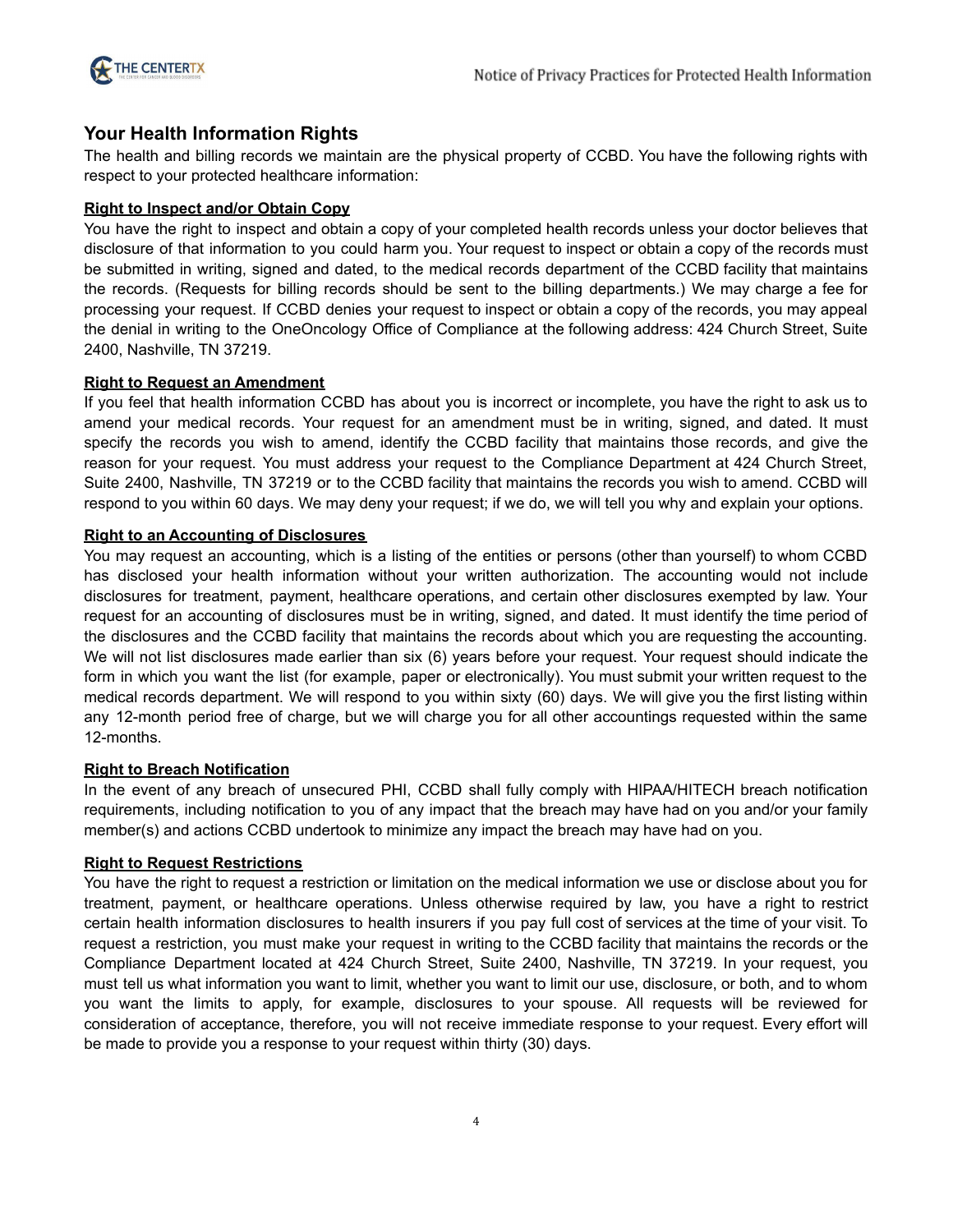## Your Health Information Rights

The health and billing records we maintain are the physical property of CCBD. You have the following rights with respect to your protected healthcare information:

**Right to Inspect and/or Obtain Copy**

You have the right to inspect and obtain a copy of your completed health records unless your doctor believes that disclosure of that information to you could harm you. Your request to inspect or obtain a copy of the records must be submitted in writing, signed and dated, to the medical records department of the CCBD facility that maintains the records. (Requests for billing records should be sent to the billing departments.) We may charge a fee for processing your request. If CCBD denies your request to inspect or obtain a copy of the records, you may appeal the denial in writing to the OneOncology Office of Compliance at the following address: 424 Church Street, Suite 2400, Nashville, TN 37219.

**Right to Request an Amendment**

If you feel that health information CCBD has about you is incorrect or incomplete, you have the right to ask us to amend your medical records. Your request for an amendment must be in writing, signed, and dated. It must specify the records you wish to amend, identify the CCBD facility that maintains those records, and give the reason for your request. You must address your request to the Compliance Department at 424 Church Street, Suite 2400, Nashville, TN 37219 or to the CCBD facility that maintains the records you wish to amend. CCBD will respond to you within 60 days. We may deny your request; if we do, we will tell you why and explain your options.

**Right to an Accounting of Disclosures**

You may request an accounting, which is a listing of the entities or persons (other than yourself) to whom CCBD has disclosed your health information without your written authorization. The accounting would not include disclosures for treatment, payment, healthcare operations, and certain other disclosures exempted by law. Your request for an accounting of disclosures must be in writing, signed, and dated. It must identify the time period of the disclosures and the CCBD facility that maintains the records about which you are requesting the accounting. We will not list disclosures made earlier than six (6) years before your request. Your request should indicate the form in which you want the list (for example, paper or electronically). You must submit your written request to the medical records department. We will respond to you within sixty (60) days. We will give you the first listing within any 12-month period free of charge, but we will charge you for all other accountings requested within the same 12-months.

**Right to Breach Notification**

In the event of any breach of unsecured PHI, CCBD shall fully comply with HIPAA/HITECH breach notification requirements, including notification to you of any impact that the breach may have had on you and/or your family member(s) and actions CCBD undertook to minimize any impact the breach may have had on you.

**Right to Request Restrictions**

You have the right to request a restriction or limitation on the medical information we use or disclose about you for treatment, payment, or healthcare operations. Unless otherwise required by law, you have a right to restrict certain health information disclosures to health insurers if you pay full cost of services at the time of your visit. To request a restriction, you must make your request in writing to the CCBD facility that maintains the records or the Compliance Department located at 424 Church Street, Suite 2400, Nashville, TN 37219. In your request, you must tell us what information you want to limit, whether you want to limit our use, disclosure, or both, and to whom you want the limits to apply, for example, disclosures to your spouse. All requests will be reviewed for consideration of acceptance, therefore, you will not receive immediate response to your request. Every effort will be made to provide you a response to your request within thirty (30) days.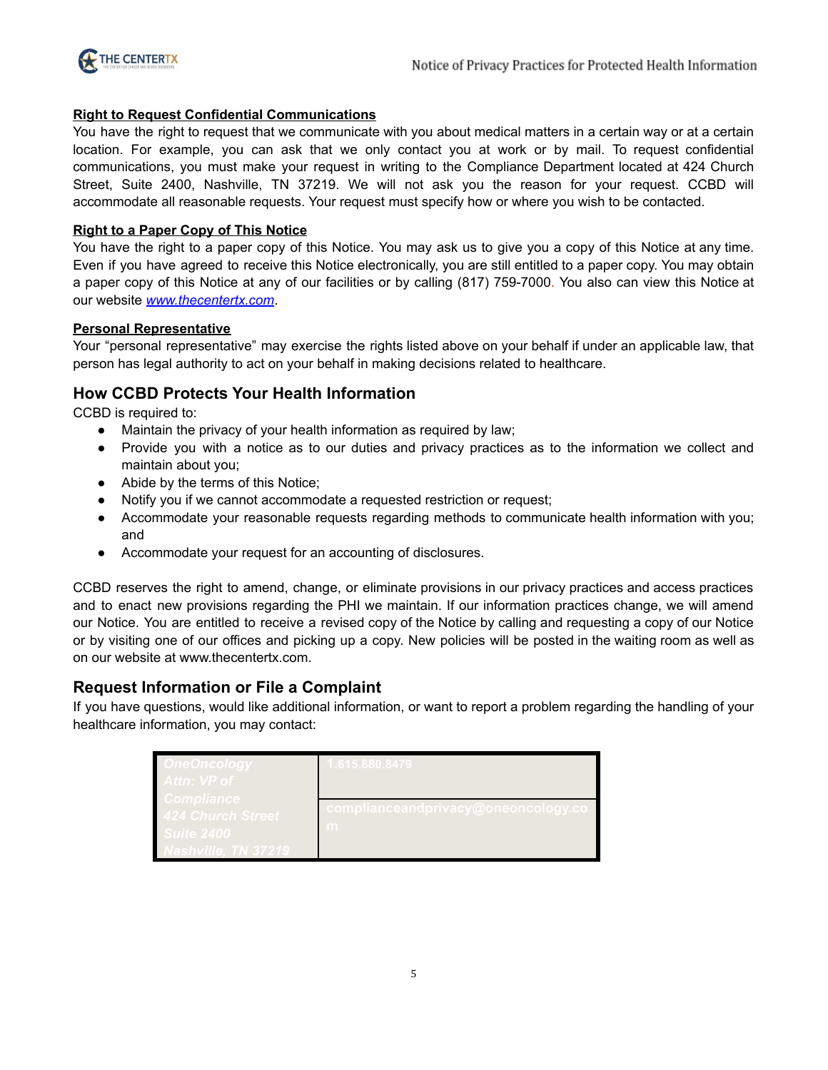**Right to Request Confidential Communications**

You have the right to request that we communicate with you about medical matters in a certain way or at a certain location. For example, you can ask that we only contact you at work or by mail. To request confidential communications, you must make your request in writing to the Compliance Department located at 424 Church Street, Suite 2400, Nashville, TN 37219. We will not ask you the reason for your request. CCBD will accommodate all reasonable requests. Your request must specify how or where you wish to be contacted.

**Right to a Paper Copy of This Notice**

You have the right to a paper copy of this Notice. You may ask us to give you a copy of this Notice at any time. Even if you have agreed to receive this Notice electronically, you are still entitled to a paper copy. You may obtain a paper copy of this Notice at any of our facilities or by calling (817) 759-7000. You also can view this Notice at our website *www.thecentertx.com*.

**Personal Representative**

Your "personal representative" may exercise the rights listed above on your behalf if under an applicable law, that person has legal authority to act on your behalf in making decisions related to healthcare.

## How CCBD Protects Your Health Information

CCBD is required to:

- Maintain the privacy of your health information as required by law;
- Provide you with a notice as to our duties and privacy practices as to the information we collect and maintain about you;
- Abide by the terms of this Notice;
- Notify you if we cannot accommodate a requested restriction or request;
- Accommodate your reasonable requests regarding methods to communicate health information with you; and
- Accommodate your request for an accounting of disclosures.

CCBD reserves the right to amend, change, or eliminate provisions in our privacy practices and access practices and to enact new provisions regarding the PHI we maintain. If our information practices change, we will amend our Notice. You are entitled to receive a revised copy of the Notice by calling and requesting a copy of our Notice or by visiting one of our offices and picking up a copy. New policies will be posted in the waiting room as well as on our website at www.thecentertx.com.

## Request Information or File a Complaint

If you have questions, would like additional information, or want to report a problem regarding the handling of your healthcare information, you may contact:

| *OneOncology Attn: VP of Compliance 424 Church Street Suite 2400 Nashville, TN 37219* | 1.615.880.8479 |
|---|---|
| | complianceandprivacy@oneoncology.com |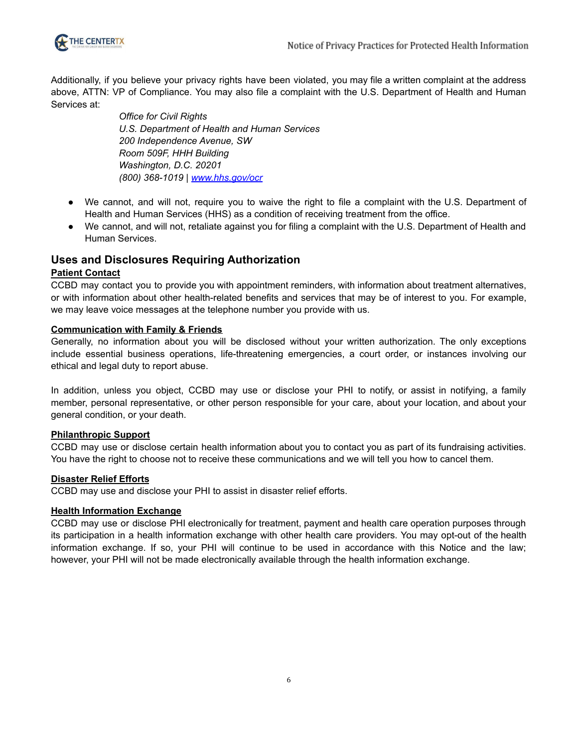Additionally, if you believe your privacy rights have been violated, you may file a written complaint at the address above, ATTN: VP of Compliance. You may also file a complaint with the U.S. Department of Health and Human Services at:

*Office for Civil Rights*
*U.S. Department of Health and Human Services*
*200 Independence Avenue, SW*
*Room 509F, HHH Building*
*Washington, D.C. 20201*
*(800) 368-1019 | [www.hhs.gov/ocr](http://www.hhs.gov/ocr)*

- We cannot, and will not, require you to waive the right to file a complaint with the U.S. Department of Health and Human Services (HHS) as a condition of receiving treatment from the office.
- We cannot, and will not, retaliate against you for filing a complaint with the U.S. Department of Health and Human Services.

## Uses and Disclosures Requiring Authorization

**Patient Contact**

CCBD may contact you to provide you with appointment reminders, with information about treatment alternatives, or with information about other health-related benefits and services that may be of interest to you. For example, we may leave voice messages at the telephone number you provide with us.

**Communication with Family & Friends**

Generally, no information about you will be disclosed without your written authorization. The only exceptions include essential business operations, life-threatening emergencies, a court order, or instances involving our ethical and legal duty to report abuse.

In addition, unless you object, CCBD may use or disclose your PHI to notify, or assist in notifying, a family member, personal representative, or other person responsible for your care, about your location, and about your general condition, or your death.

**Philanthropic Support**

CCBD may use or disclose certain health information about you to contact you as part of its fundraising activities. You have the right to choose not to receive these communications and we will tell you how to cancel them.

**Disaster Relief Efforts**

CCBD may use and disclose your PHI to assist in disaster relief efforts.

**Health Information Exchange**

CCBD may use or disclose PHI electronically for treatment, payment and health care operation purposes through its participation in a health information exchange with other health care providers. You may opt-out of the health information exchange. If so, your PHI will continue to be used in accordance with this Notice and the law; however, your PHI will not be made electronically available through the health information exchange.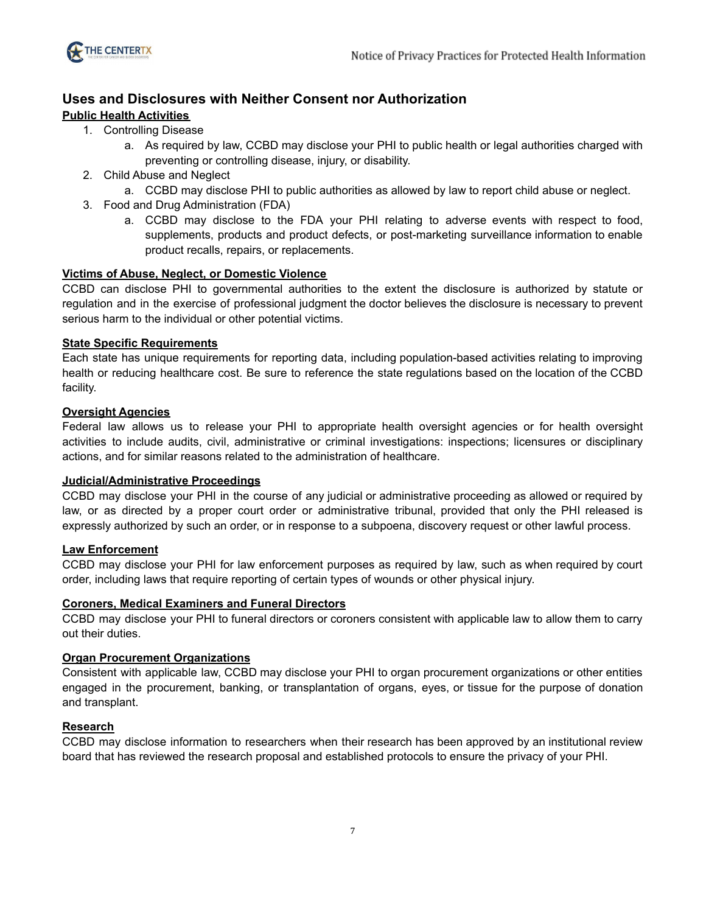## Uses and Disclosures with Neither Consent nor Authorization

**Public Health Activities**

1. Controlling Disease
   a. As required by law, CCBD may disclose your PHI to public health or legal authorities charged with preventing or controlling disease, injury, or disability.
2. Child Abuse and Neglect
   a. CCBD may disclose PHI to public authorities as allowed by law to report child abuse or neglect.
3. Food and Drug Administration (FDA)
   a. CCBD may disclose to the FDA your PHI relating to adverse events with respect to food, supplements, products and product defects, or post-marketing surveillance information to enable product recalls, repairs, or replacements.

**Victims of Abuse, Neglect, or Domestic Violence**

CCBD can disclose PHI to governmental authorities to the extent the disclosure is authorized by statute or regulation and in the exercise of professional judgment the doctor believes the disclosure is necessary to prevent serious harm to the individual or other potential victims.

**State Specific Requirements**

Each state has unique requirements for reporting data, including population-based activities relating to improving health or reducing healthcare cost. Be sure to reference the state regulations based on the location of the CCBD facility.

**Oversight Agencies**

Federal law allows us to release your PHI to appropriate health oversight agencies or for health oversight activities to include audits, civil, administrative or criminal investigations: inspections; licensures or disciplinary actions, and for similar reasons related to the administration of healthcare.

**Judicial/Administrative Proceedings**

CCBD may disclose your PHI in the course of any judicial or administrative proceeding as allowed or required by law, or as directed by a proper court order or administrative tribunal, provided that only the PHI released is expressly authorized by such an order, or in response to a subpoena, discovery request or other lawful process.

**Law Enforcement**

CCBD may disclose your PHI for law enforcement purposes as required by law, such as when required by court order, including laws that require reporting of certain types of wounds or other physical injury.

**Coroners, Medical Examiners and Funeral Directors**

CCBD may disclose your PHI to funeral directors or coroners consistent with applicable law to allow them to carry out their duties.

**Organ Procurement Organizations**

Consistent with applicable law, CCBD may disclose your PHI to organ procurement organizations or other entities engaged in the procurement, banking, or transplantation of organs, eyes, or tissue for the purpose of donation and transplant.

**Research**

CCBD may disclose information to researchers when their research has been approved by an institutional review board that has reviewed the research proposal and established protocols to ensure the privacy of your PHI.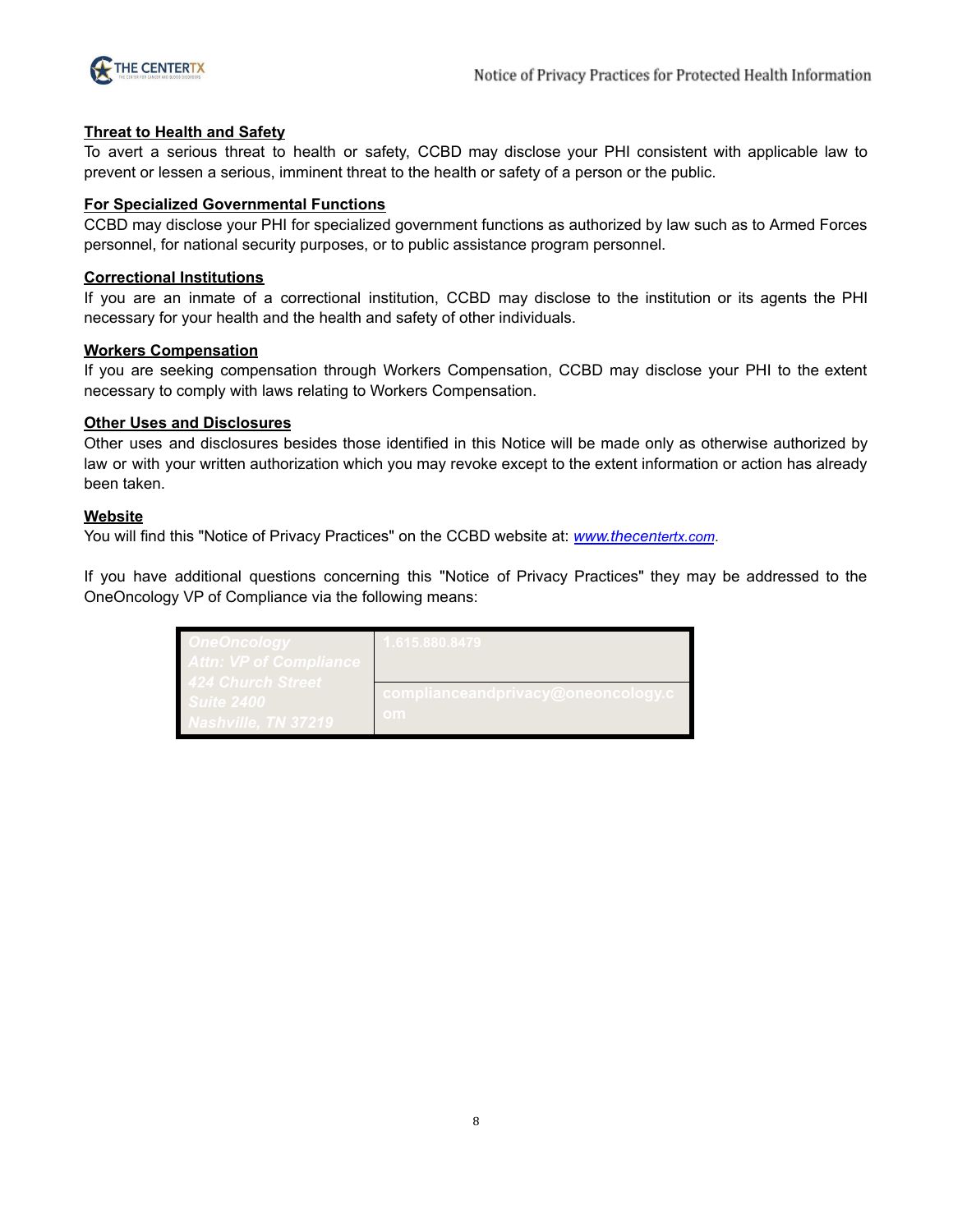## Threat to Health and Safety

To avert a serious threat to health or safety, CCBD may disclose your PHI consistent with applicable law to prevent or lessen a serious, imminent threat to the health or safety of a person or the public.

## For Specialized Governmental Functions

CCBD may disclose your PHI for specialized government functions as authorized by law such as to Armed Forces personnel, for national security purposes, or to public assistance program personnel.

## Correctional Institutions

If you are an inmate of a correctional institution, CCBD may disclose to the institution or its agents the PHI necessary for your health and the health and safety of other individuals.

## Workers Compensation

If you are seeking compensation through Workers Compensation, CCBD may disclose your PHI to the extent necessary to comply with laws relating to Workers Compensation.

## Other Uses and Disclosures

Other uses and disclosures besides those identified in this Notice will be made only as otherwise authorized by law or with your written authorization which you may revoke except to the extent information or action has already been taken.

## Website

You will find this "Notice of Privacy Practices" on the CCBD website at: *www.thecentertx.com*.

If you have additional questions concerning this "Notice of Privacy Practices" they may be addressed to the OneOncology VP of Compliance via the following means:

| | |
|---|---|
| *OneOncology*<br>*Attn: VP of Compliance*<br>*424 Church Street*<br>*Suite 2400*<br>*Nashville, TN 37219* | 1.615.880.8479 |
| | complianceandprivacy@oneoncology.com |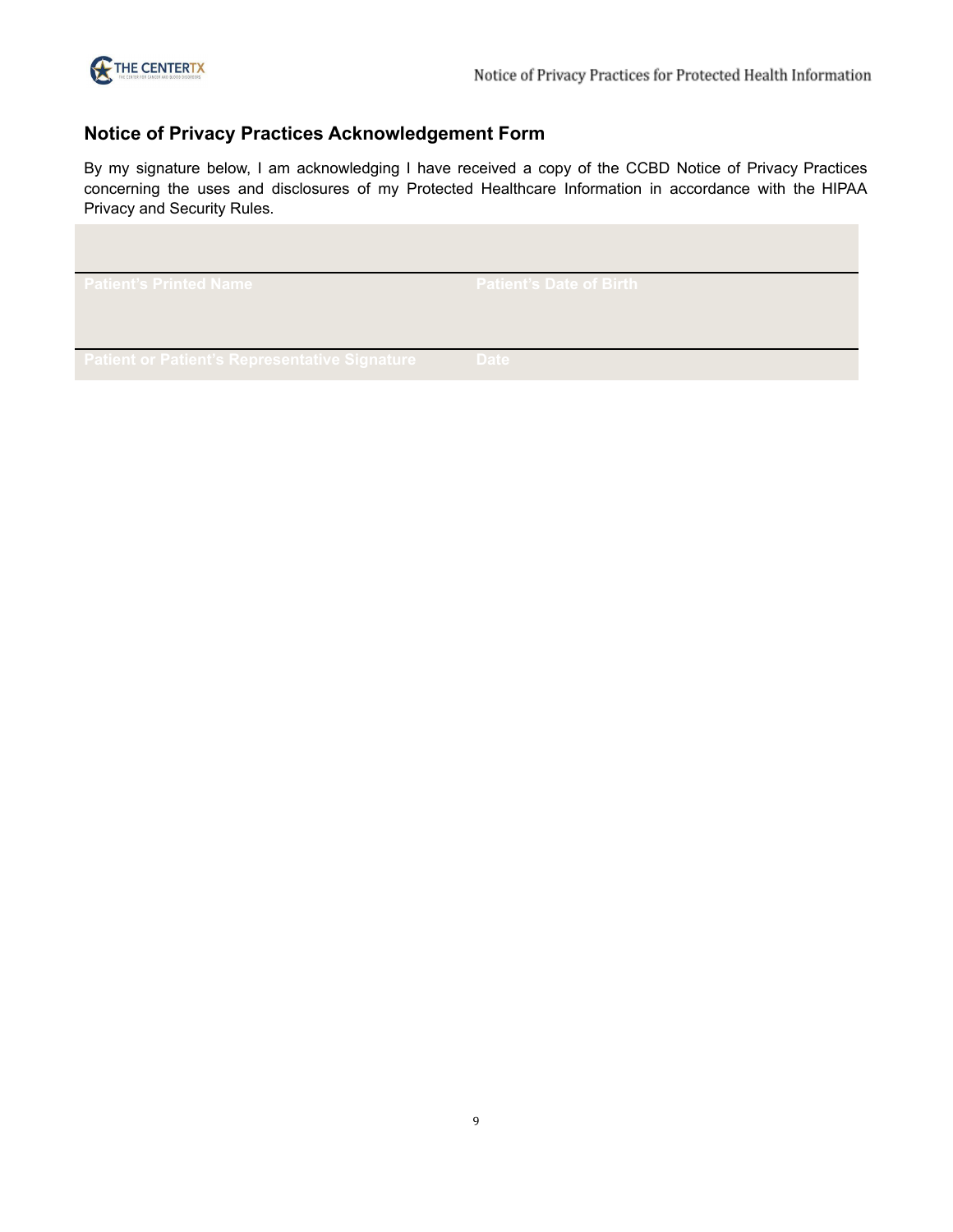## Notice of Privacy Practices Acknowledgement Form

By my signature below, I am acknowledging I have received a copy of the CCBD Notice of Privacy Practices concerning the uses and disclosures of my Protected Healthcare Information in accordance with the HIPAA Privacy and Security Rules.

| | |
|---|---|
| | |
| Patient's Printed Name | Patient's Date of Birth |
| | |
| Patient or Patient's Representative Signature | Date |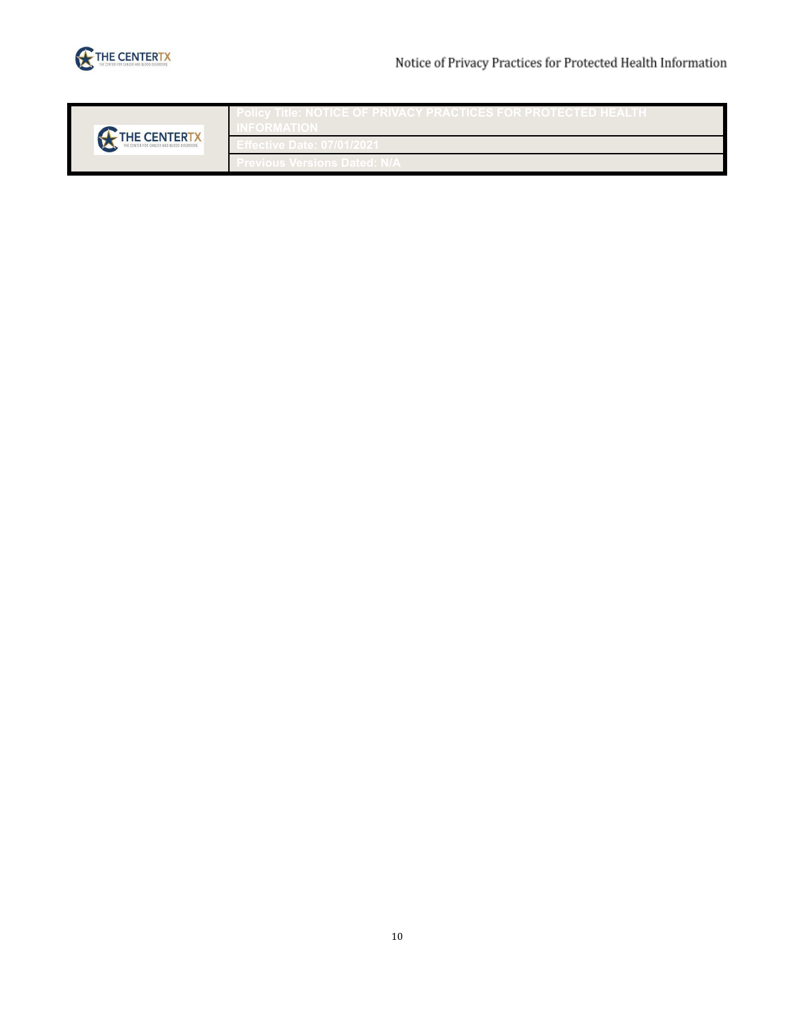| | |
|---|---|
| THE CENTERTX | Policy Title: NOTICE OF PRIVACY PRACTICES FOR PROTECTED HEALTH INFORMATION |
| | Effective Date: 07/01/2021 |
| | Previous Versions Dated: N/A |